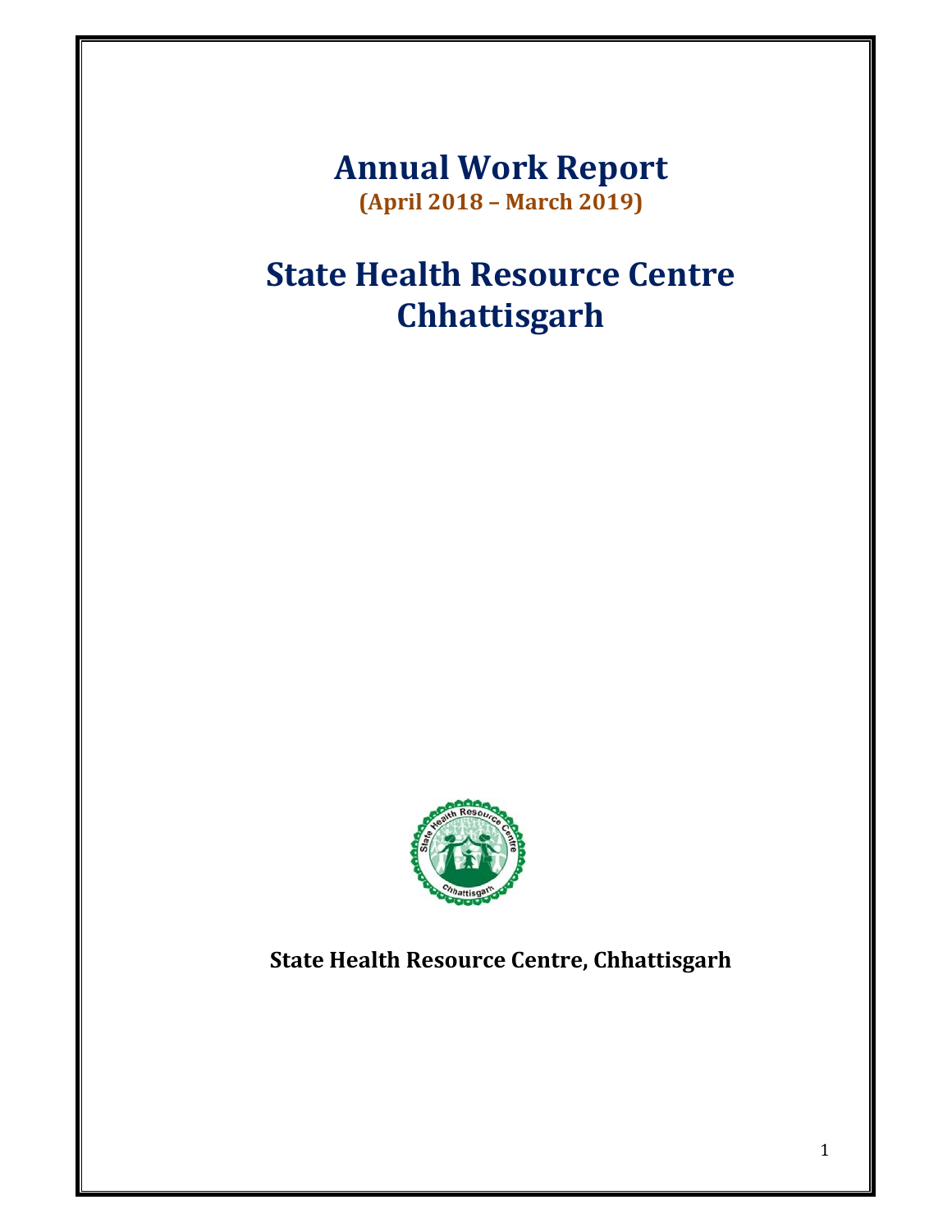# Annual Work Report

**(April 2018 – March 2019)**

# State Health Resource Centre Chhattisgarh

**State Health Resource Centre, Chhattisgarh**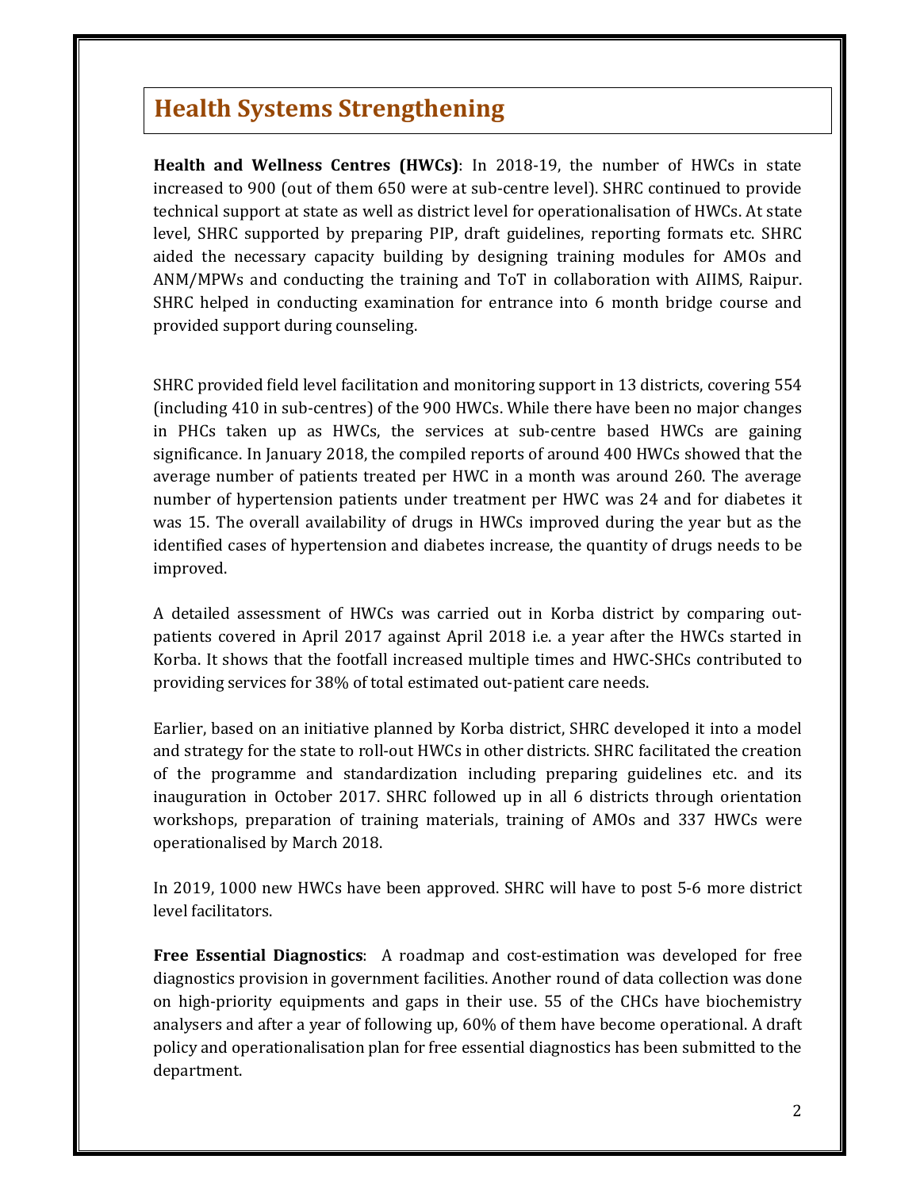## Health Systems Strengthening

**Health and Wellness Centres (HWCs)**: In 2018-19, the number of HWCs in state increased to 900 (out of them 650 were at sub-centre level). SHRC continued to provide technical support at state as well as district level for operationalisation of HWCs. At state level, SHRC supported by preparing PIP, draft guidelines, reporting formats etc. SHRC aided the necessary capacity building by designing training modules for AMOs and ANM/MPWs and conducting the training and ToT in collaboration with AIIMS, Raipur. SHRC helped in conducting examination for entrance into 6 month bridge course and provided support during counseling.

SHRC provided field level facilitation and monitoring support in 13 districts, covering 554 (including 410 in sub-centres) of the 900 HWCs. While there have been no major changes in PHCs taken up as HWCs, the services at sub-centre based HWCs are gaining significance. In January 2018, the compiled reports of around 400 HWCs showed that the average number of patients treated per HWC in a month was around 260. The average number of hypertension patients under treatment per HWC was 24 and for diabetes it was 15. The overall availability of drugs in HWCs improved during the year but as the identified cases of hypertension and diabetes increase, the quantity of drugs needs to be improved.

A detailed assessment of HWCs was carried out in Korba district by comparing out-patients covered in April 2017 against April 2018 i.e. a year after the HWCs started in Korba. It shows that the footfall increased multiple times and HWC-SHCs contributed to providing services for 38% of total estimated out-patient care needs.

Earlier, based on an initiative planned by Korba district, SHRC developed it into a model and strategy for the state to roll-out HWCs in other districts. SHRC facilitated the creation of the programme and standardization including preparing guidelines etc. and its inauguration in October 2017. SHRC followed up in all 6 districts through orientation workshops, preparation of training materials, training of AMOs and 337 HWCs were operationalised by March 2018.

In 2019, 1000 new HWCs have been approved. SHRC will have to post 5-6 more district level facilitators.

**Free Essential Diagnostics**: A roadmap and cost-estimation was developed for free diagnostics provision in government facilities. Another round of data collection was done on high-priority equipments and gaps in their use. 55 of the CHCs have biochemistry analysers and after a year of following up, 60% of them have become operational. A draft policy and operationalisation plan for free essential diagnostics has been submitted to the department.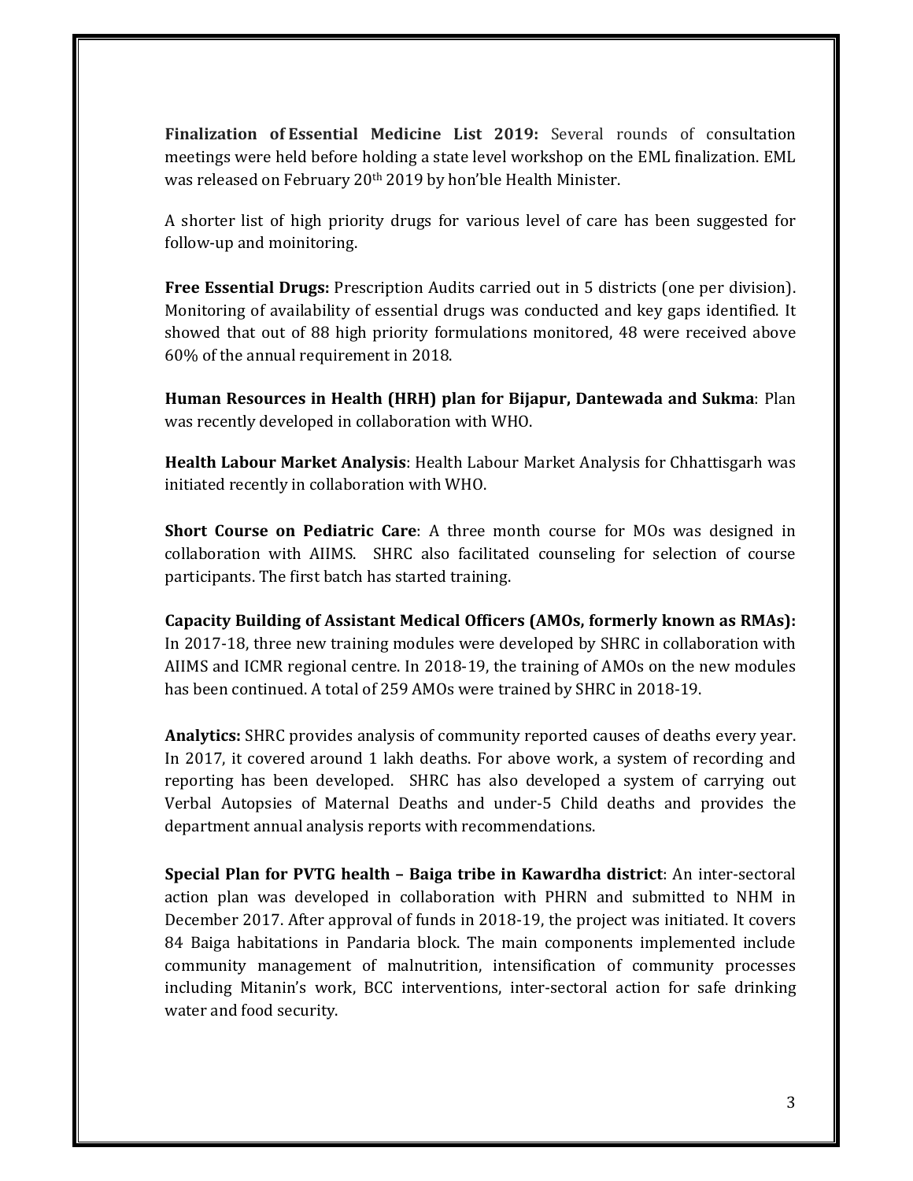**Finalization of Essential Medicine List 2019:** Several rounds of consultation meetings were held before holding a state level workshop on the EML finalization. EML was released on February 20th 2019 by hon'ble Health Minister.

A shorter list of high priority drugs for various level of care has been suggested for follow-up and moinitoring.

**Free Essential Drugs:** Prescription Audits carried out in 5 districts (one per division). Monitoring of availability of essential drugs was conducted and key gaps identified. It showed that out of 88 high priority formulations monitored, 48 were received above 60% of the annual requirement in 2018.

**Human Resources in Health (HRH) plan for Bijapur, Dantewada and Sukma**: Plan was recently developed in collaboration with WHO.

**Health Labour Market Analysis**: Health Labour Market Analysis for Chhattisgarh was initiated recently in collaboration with WHO.

**Short Course on Pediatric Care**: A three month course for MOs was designed in collaboration with AIIMS. SHRC also facilitated counseling for selection of course participants. The first batch has started training.

**Capacity Building of Assistant Medical Officers (AMOs, formerly known as RMAs):** In 2017-18, three new training modules were developed by SHRC in collaboration with AIIMS and ICMR regional centre. In 2018-19, the training of AMOs on the new modules has been continued. A total of 259 AMOs were trained by SHRC in 2018-19.

**Analytics:** SHRC provides analysis of community reported causes of deaths every year. In 2017, it covered around 1 lakh deaths. For above work, a system of recording and reporting has been developed. SHRC has also developed a system of carrying out Verbal Autopsies of Maternal Deaths and under-5 Child deaths and provides the department annual analysis reports with recommendations.

**Special Plan for PVTG health – Baiga tribe in Kawardha district**: An inter-sectoral action plan was developed in collaboration with PHRN and submitted to NHM in December 2017. After approval of funds in 2018-19, the project was initiated. It covers 84 Baiga habitations in Pandaria block. The main components implemented include community management of malnutrition, intensification of community processes including Mitanin's work, BCC interventions, inter-sectoral action for safe drinking water and food security.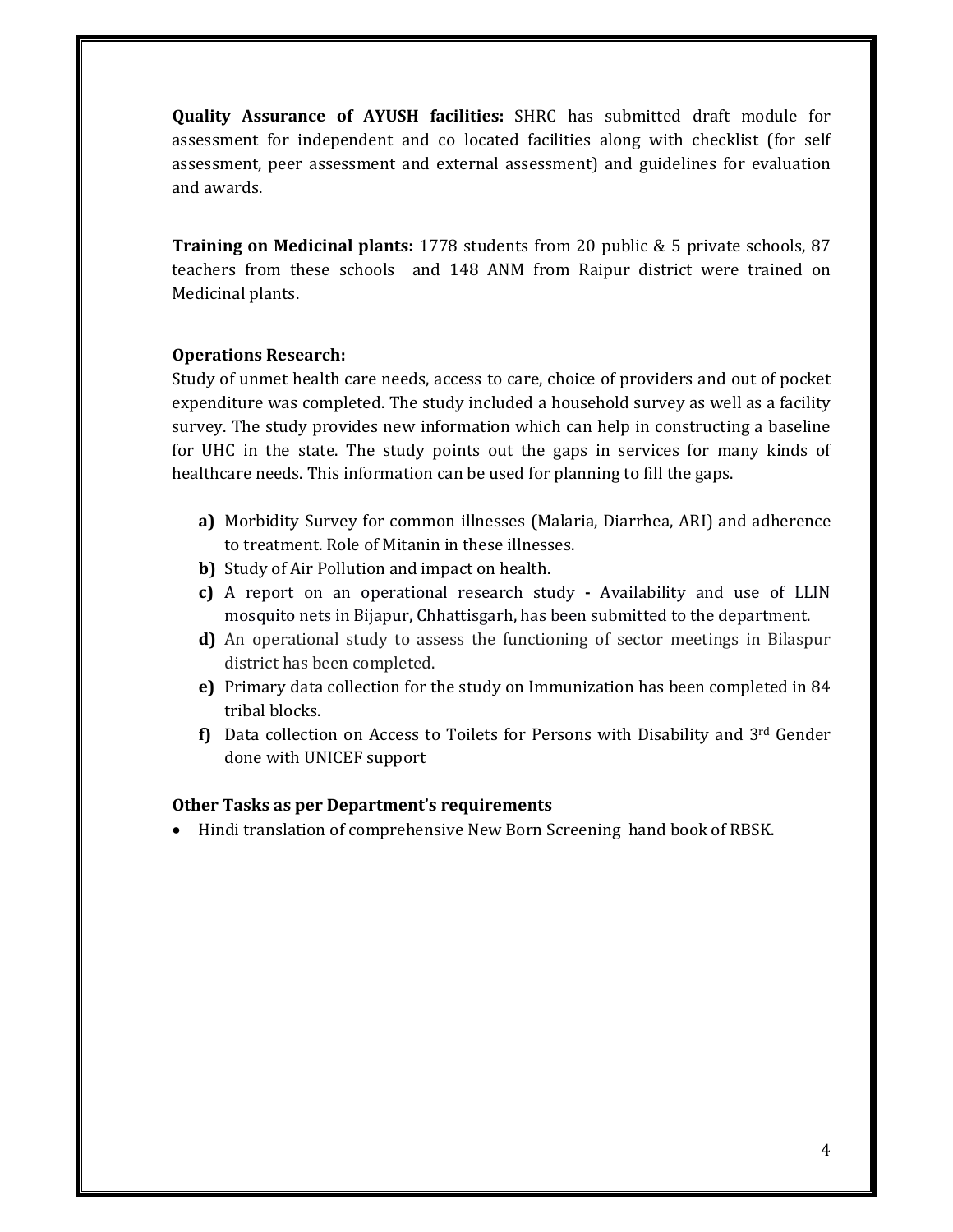**Quality Assurance of AYUSH facilities:** SHRC has submitted draft module for assessment for independent and co located facilities along with checklist (for self assessment, peer assessment and external assessment) and guidelines for evaluation and awards.

**Training on Medicinal plants:** 1778 students from 20 public & 5 private schools, 87 teachers from these schools and 148 ANM from Raipur district were trained on Medicinal plants.

**Operations Research:**

Study of unmet health care needs, access to care, choice of providers and out of pocket expenditure was completed. The study included a household survey as well as a facility survey. The study provides new information which can help in constructing a baseline for UHC in the state. The study points out the gaps in services for many kinds of healthcare needs. This information can be used for planning to fill the gaps.

**a)** Morbidity Survey for common illnesses (Malaria, Diarrhea, ARI) and adherence to treatment. Role of Mitanin in these illnesses.

**b)** Study of Air Pollution and impact on health.

**c)** A report on an operational research study **-** Availability and use of LLIN mosquito nets in Bijapur, Chhattisgarh, has been submitted to the department.

**d)** An operational study to assess the functioning of sector meetings in Bilaspur district has been completed.

**e)** Primary data collection for the study on Immunization has been completed in 84 tribal blocks.

**f)** Data collection on Access to Toilets for Persons with Disability and 3rd Gender done with UNICEF support

**Other Tasks as per Department's requirements**

- Hindi translation of comprehensive New Born Screening hand book of RBSK.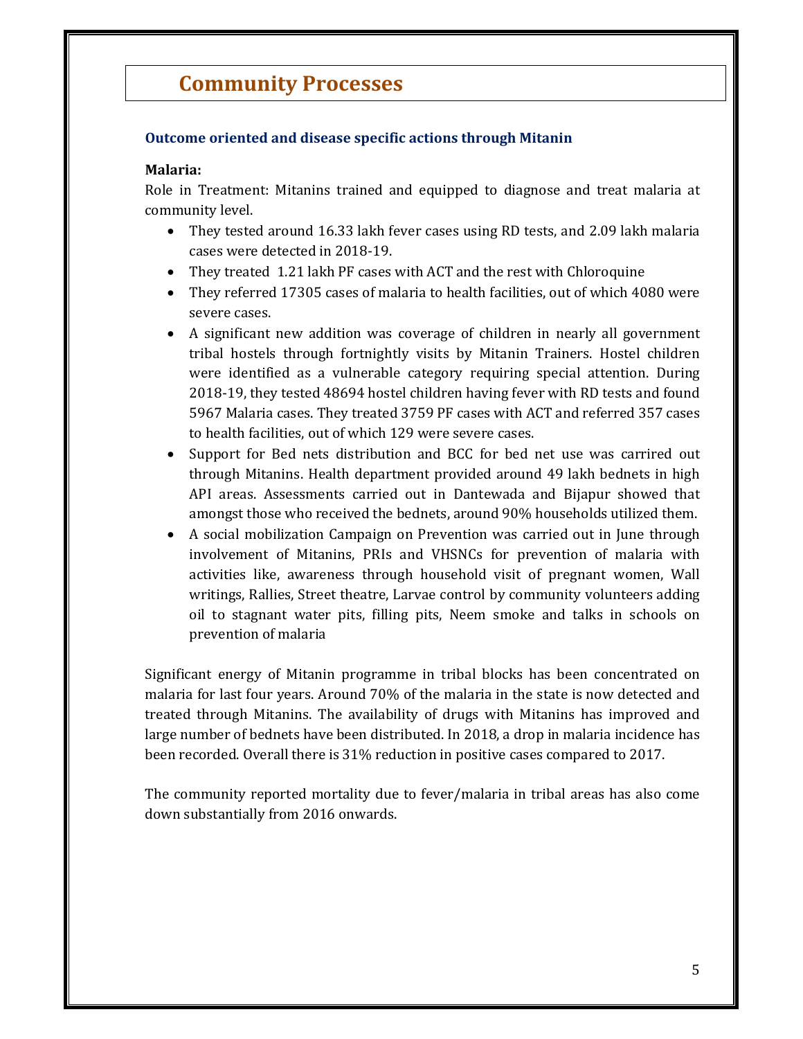# Community Processes

### Outcome oriented and disease specific actions through Mitanin

**Malaria:**

Role in Treatment: Mitanins trained and equipped to diagnose and treat malaria at community level.

- They tested around 16.33 lakh fever cases using RD tests, and 2.09 lakh malaria cases were detected in 2018-19.
- They treated 1.21 lakh PF cases with ACT and the rest with Chloroquine
- They referred 17305 cases of malaria to health facilities, out of which 4080 were severe cases.
- A significant new addition was coverage of children in nearly all government tribal hostels through fortnightly visits by Mitanin Trainers. Hostel children were identified as a vulnerable category requiring special attention. During 2018-19, they tested 48694 hostel children having fever with RD tests and found 5967 Malaria cases. They treated 3759 PF cases with ACT and referred 357 cases to health facilities, out of which 129 were severe cases.
- Support for Bed nets distribution and BCC for bed net use was carrired out through Mitanins. Health department provided around 49 lakh bednets in high API areas. Assessments carried out in Dantewada and Bijapur showed that amongst those who received the bednets, around 90% households utilized them.
- A social mobilization Campaign on Prevention was carried out in June through involvement of Mitanins, PRIs and VHSNCs for prevention of malaria with activities like, awareness through household visit of pregnant women, Wall writings, Rallies, Street theatre, Larvae control by community volunteers adding oil to stagnant water pits, filling pits, Neem smoke and talks in schools on prevention of malaria

Significant energy of Mitanin programme in tribal blocks has been concentrated on malaria for last four years. Around 70% of the malaria in the state is now detected and treated through Mitanins. The availability of drugs with Mitanins has improved and large number of bednets have been distributed. In 2018, a drop in malaria incidence has been recorded. Overall there is 31% reduction in positive cases compared to 2017.

The community reported mortality due to fever/malaria in tribal areas has also come down substantially from 2016 onwards.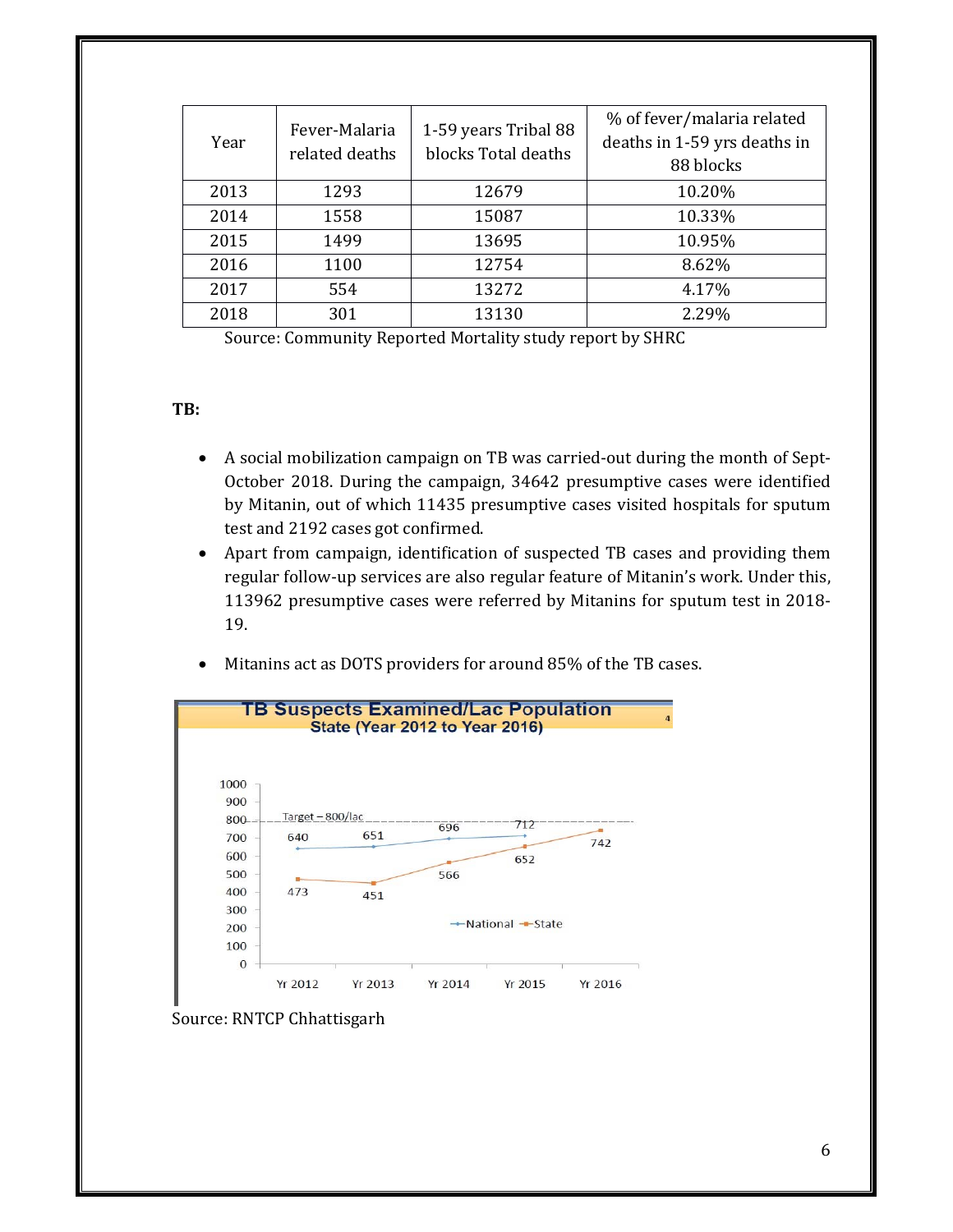| Year | Fever-Malaria related deaths | 1-59 years Tribal 88 blocks Total deaths | % of fever/malaria related deaths in 1-59 yrs deaths in 88 blocks |
|---|---|---|---|
| 2013 | 1293 | 12679 | 10.20% |
| 2014 | 1558 | 15087 | 10.33% |
| 2015 | 1499 | 13695 | 10.95% |
| 2016 | 1100 | 12754 | 8.62% |
| 2017 | 554 | 13272 | 4.17% |
| 2018 | 301 | 13130 | 2.29% |

Source: Community Reported Mortality study report by SHRC

**TB:**

- A social mobilization campaign on TB was carried-out during the month of Sept-October 2018. During the campaign, 34642 presumptive cases were identified by Mitanin, out of which 11435 presumptive cases visited hospitals for sputum test and 2192 cases got confirmed.
- Apart from campaign, identification of suspected TB cases and providing them regular follow-up services are also regular feature of Mitanin's work. Under this, 113962 presumptive cases were referred by Mitanins for sputum test in 2018-19.
- Mitanins act as DOTS providers for around 85% of the TB cases.

**TB Suspects Examined/Lac Population**
**State (Year 2012 to Year 2016)**

| Year | National | State |
|---|---|---|
| Yr 2012 | 640 | 473 |
| Yr 2013 | 651 | 451 |
| Yr 2014 | 696 | 566 |
| Yr 2015 | 712 | 652 |
| Yr 2016 | | 742 |

Target – 800/lac

Source: RNTCP Chhattisgarh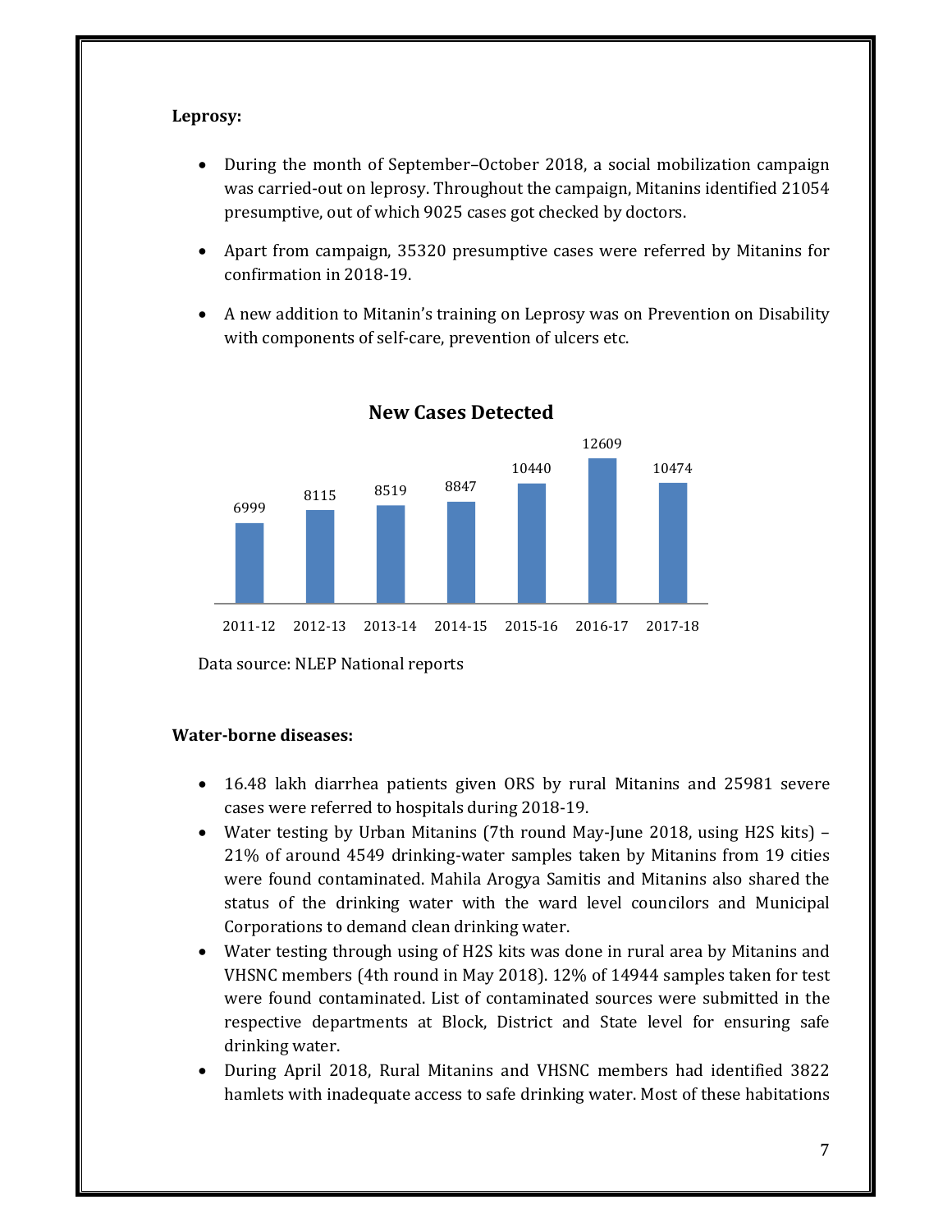**Leprosy:**

- During the month of September–October 2018, a social mobilization campaign was carried-out on leprosy. Throughout the campaign, Mitanins identified 21054 presumptive, out of which 9025 cases got checked by doctors.
- Apart from campaign, 35320 presumptive cases were referred by Mitanins for confirmation in 2018-19.
- A new addition to Mitanin's training on Leprosy was on Prevention on Disability with components of self-care, prevention of ulcers etc.

**New Cases Detected**

| Year | New Cases Detected |
|---|---|
| 2011-12 | 6999 |
| 2012-13 | 8115 |
| 2013-14 | 8519 |
| 2014-15 | 8847 |
| 2015-16 | 10440 |
| 2016-17 | 12609 |
| 2017-18 | 10474 |

Data source: NLEP National reports

**Water-borne diseases:**

- 16.48 lakh diarrhea patients given ORS by rural Mitanins and 25981 severe cases were referred to hospitals during 2018-19.
- Water testing by Urban Mitanins (7th round May-June 2018, using H2S kits) – 21% of around 4549 drinking-water samples taken by Mitanins from 19 cities were found contaminated. Mahila Arogya Samitis and Mitanins also shared the status of the drinking water with the ward level councilors and Municipal Corporations to demand clean drinking water.
- Water testing through using of H2S kits was done in rural area by Mitanins and VHSNC members (4th round in May 2018). 12% of 14944 samples taken for test were found contaminated. List of contaminated sources were submitted in the respective departments at Block, District and State level for ensuring safe drinking water.
- During April 2018, Rural Mitanins and VHSNC members had identified 3822 hamlets with inadequate access to safe drinking water. Most of these habitations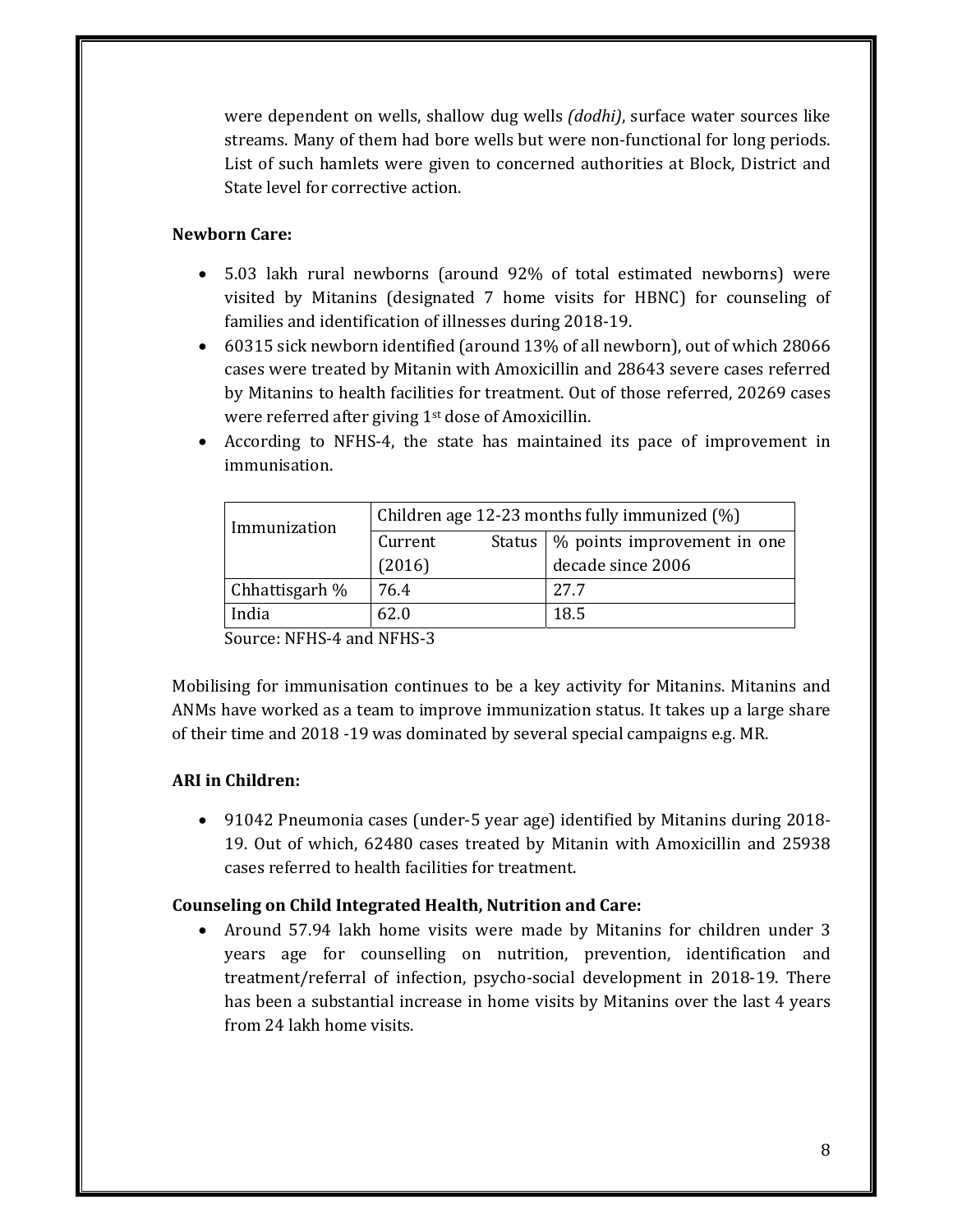were dependent on wells, shallow dug wells *(dodhi)*, surface water sources like streams. Many of them had bore wells but were non-functional for long periods. List of such hamlets were given to concerned authorities at Block, District and State level for corrective action.

**Newborn Care:**

- 5.03 lakh rural newborns (around 92% of total estimated newborns) were visited by Mitanins (designated 7 home visits for HBNC) for counseling of families and identification of illnesses during 2018-19.
- 60315 sick newborn identified (around 13% of all newborn), out of which 28066 cases were treated by Mitanin with Amoxicillin and 28643 severe cases referred by Mitanins to health facilities for treatment. Out of those referred, 20269 cases were referred after giving 1st dose of Amoxicillin.
- According to NFHS-4, the state has maintained its pace of improvement in immunisation.

| Immunization | Children age 12-23 months fully immunized (%) | |
|---|---|---|
| | Current Status (2016) | % points improvement in one decade since 2006 |
| Chhattisgarh % | 76.4 | 27.7 |
| India | 62.0 | 18.5 |

Source: NFHS-4 and NFHS-3

Mobilising for immunisation continues to be a key activity for Mitanins. Mitanins and ANMs have worked as a team to improve immunization status. It takes up a large share of their time and 2018 -19 was dominated by several special campaigns e.g. MR.

**ARI in Children:**

- 91042 Pneumonia cases (under-5 year age) identified by Mitanins during 2018-19. Out of which, 62480 cases treated by Mitanin with Amoxicillin and 25938 cases referred to health facilities for treatment.

**Counseling on Child Integrated Health, Nutrition and Care:**

- Around 57.94 lakh home visits were made by Mitanins for children under 3 years age for counselling on nutrition, prevention, identification and treatment/referral of infection, psycho-social development in 2018-19. There has been a substantial increase in home visits by Mitanins over the last 4 years from 24 lakh home visits.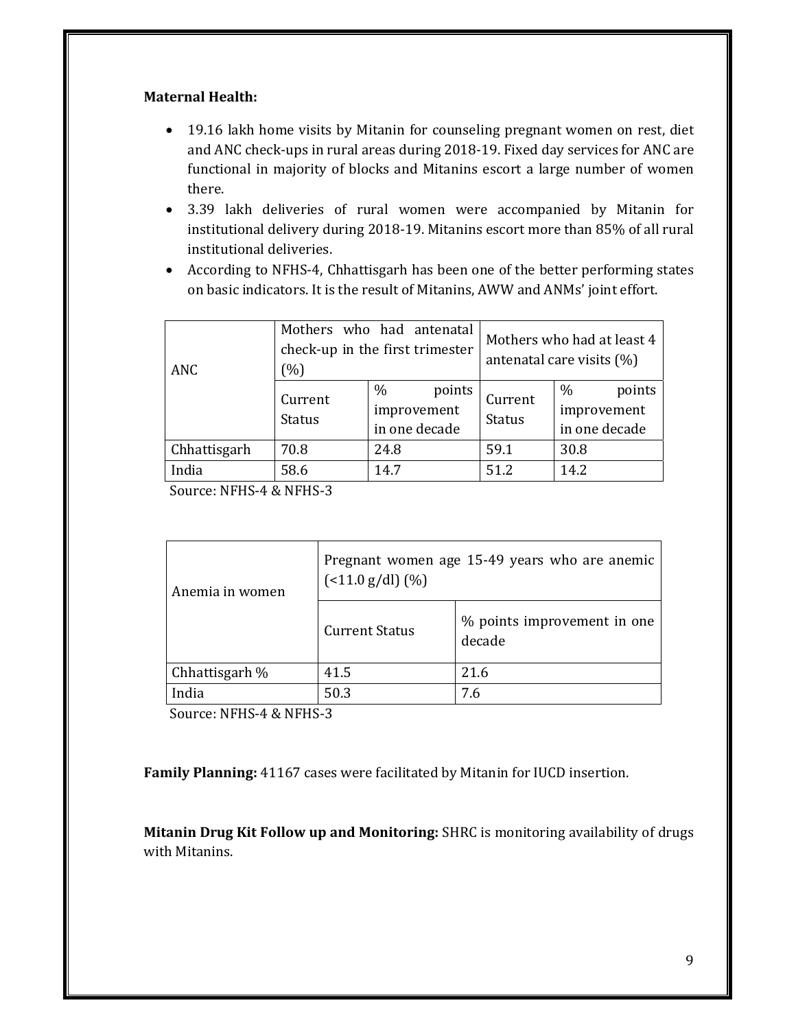**Maternal Health:**

- 19.16 lakh home visits by Mitanin for counseling pregnant women on rest, diet and ANC check-ups in rural areas during 2018-19. Fixed day services for ANC are functional in majority of blocks and Mitanins escort a large number of women there.
- 3.39 lakh deliveries of rural women were accompanied by Mitanin for institutional delivery during 2018-19. Mitanins escort more than 85% of all rural institutional deliveries.
- According to NFHS-4, Chhattisgarh has been one of the better performing states on basic indicators. It is the result of Mitanins, AWW and ANMs' joint effort.

| ANC | Mothers who had antenatal check-up in the first trimester (%) | | Mothers who had at least 4 antenatal care visits (%) | |
|---|---|---|---|---|
| | Current Status | % points improvement in one decade | Current Status | % points improvement in one decade |
| Chhattisgarh | 70.8 | 24.8 | 59.1 | 30.8 |
| India | 58.6 | 14.7 | 51.2 | 14.2 |

Source: NFHS-4 & NFHS-3

| Anemia in women | Pregnant women age 15-49 years who are anemic (<11.0 g/dl) (%) | |
|---|---|---|
| | Current Status | % points improvement in one decade |
| Chhattisgarh % | 41.5 | 21.6 |
| India | 50.3 | 7.6 |

Source: NFHS-4 & NFHS-3

**Family Planning:** 41167 cases were facilitated by Mitanin for IUCD insertion.

**Mitanin Drug Kit Follow up and Monitoring:** SHRC is monitoring availability of drugs with Mitanins.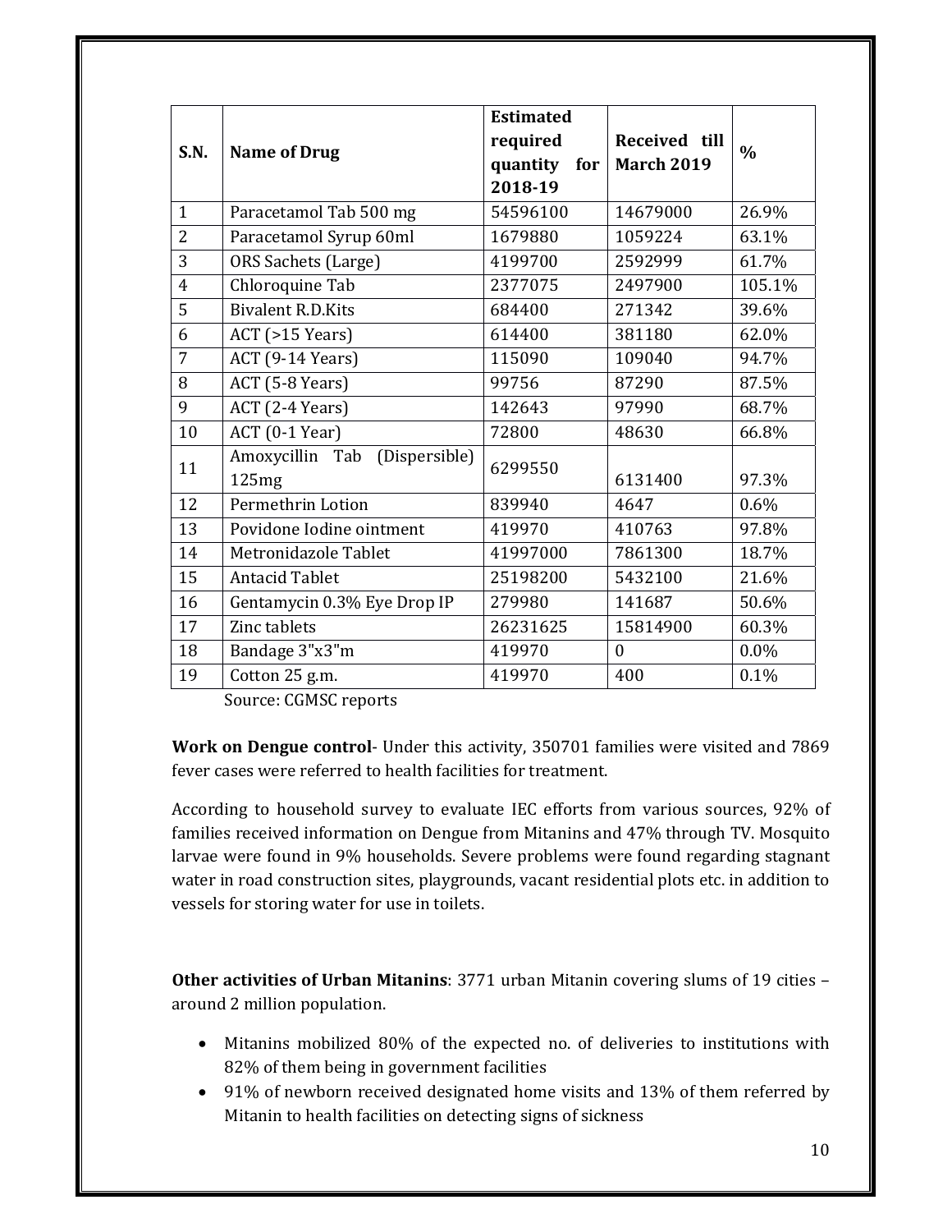| S.N. | Name of Drug | Estimated required quantity for 2018-19 | Received till March 2019 | % |
|---|---|---|---|---|
| 1 | Paracetamol Tab 500 mg | 54596100 | 14679000 | 26.9% |
| 2 | Paracetamol Syrup 60ml | 1679880 | 1059224 | 63.1% |
| 3 | ORS Sachets (Large) | 4199700 | 2592999 | 61.7% |
| 4 | Chloroquine Tab | 2377075 | 2497900 | 105.1% |
| 5 | Bivalent R.D.Kits | 684400 | 271342 | 39.6% |
| 6 | ACT (>15 Years) | 614400 | 381180 | 62.0% |
| 7 | ACT (9-14 Years) | 115090 | 109040 | 94.7% |
| 8 | ACT (5-8 Years) | 99756 | 87290 | 87.5% |
| 9 | ACT (2-4 Years) | 142643 | 97990 | 68.7% |
| 10 | ACT (0-1 Year) | 72800 | 48630 | 66.8% |
| 11 | Amoxycillin Tab (Dispersible) 125mg | 6299550 | 6131400 | 97.3% |
| 12 | Permethrin Lotion | 839940 | 4647 | 0.6% |
| 13 | Povidone Iodine ointment | 419970 | 410763 | 97.8% |
| 14 | Metronidazole Tablet | 41997000 | 7861300 | 18.7% |
| 15 | Antacid Tablet | 25198200 | 5432100 | 21.6% |
| 16 | Gentamycin 0.3% Eye Drop IP | 279980 | 141687 | 50.6% |
| 17 | Zinc tablets | 26231625 | 15814900 | 60.3% |
| 18 | Bandage 3"x3"m | 419970 | 0 | 0.0% |
| 19 | Cotton 25 g.m. | 419970 | 400 | 0.1% |

Source: CGMSC reports

**Work on Dengue control**- Under this activity, 350701 families were visited and 7869 fever cases were referred to health facilities for treatment.

According to household survey to evaluate IEC efforts from various sources, 92% of families received information on Dengue from Mitanins and 47% through TV. Mosquito larvae were found in 9% households. Severe problems were found regarding stagnant water in road construction sites, playgrounds, vacant residential plots etc. in addition to vessels for storing water for use in toilets.

**Other activities of Urban Mitanins**: 3771 urban Mitanin covering slums of 19 cities – around 2 million population.

- Mitanins mobilized 80% of the expected no. of deliveries to institutions with 82% of them being in government facilities
- 91% of newborn received designated home visits and 13% of them referred by Mitanin to health facilities on detecting signs of sickness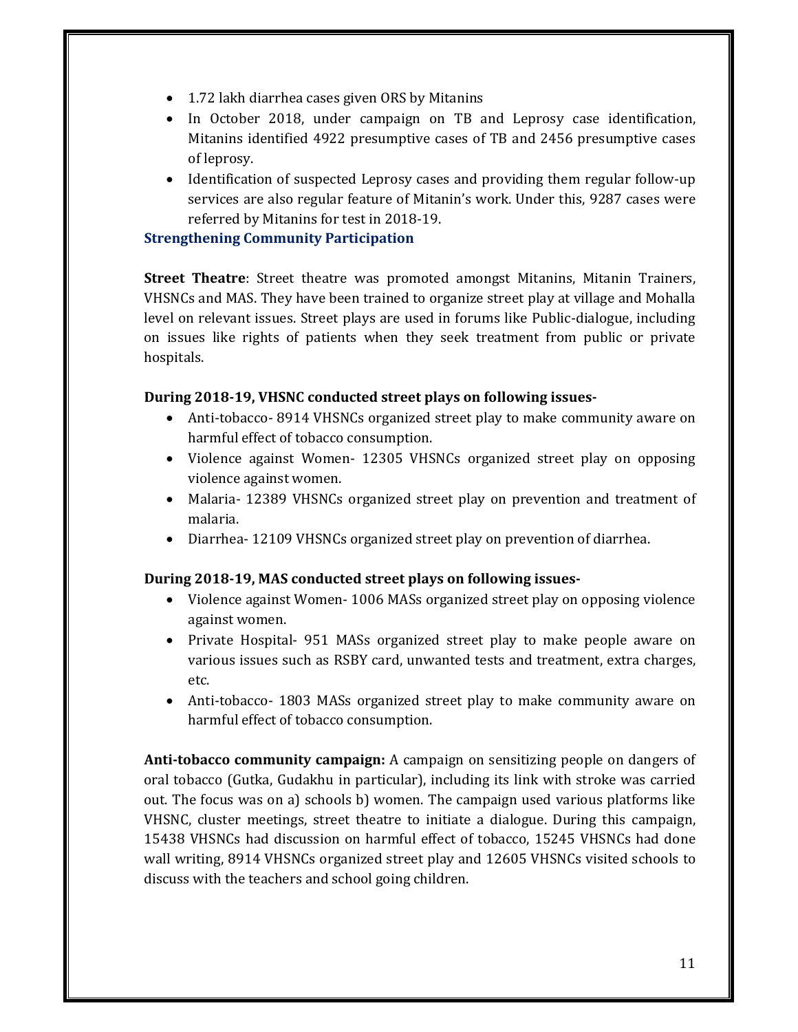- 1.72 lakh diarrhea cases given ORS by Mitanins
- In October 2018, under campaign on TB and Leprosy case identification, Mitanins identified 4922 presumptive cases of TB and 2456 presumptive cases of leprosy.
- Identification of suspected Leprosy cases and providing them regular follow-up services are also regular feature of Mitanin's work. Under this, 9287 cases were referred by Mitanins for test in 2018-19.

### Strengthening Community Participation

**Street Theatre**: Street theatre was promoted amongst Mitanins, Mitanin Trainers, VHSNCs and MAS. They have been trained to organize street play at village and Mohalla level on relevant issues. Street plays are used in forums like Public-dialogue, including on issues like rights of patients when they seek treatment from public or private hospitals.

**During 2018-19, VHSNC conducted street plays on following issues-**

- Anti-tobacco- 8914 VHSNCs organized street play to make community aware on harmful effect of tobacco consumption.
- Violence against Women- 12305 VHSNCs organized street play on opposing violence against women.
- Malaria- 12389 VHSNCs organized street play on prevention and treatment of malaria.
- Diarrhea- 12109 VHSNCs organized street play on prevention of diarrhea.

**During 2018-19, MAS conducted street plays on following issues-**

- Violence against Women- 1006 MASs organized street play on opposing violence against women.
- Private Hospital- 951 MASs organized street play to make people aware on various issues such as RSBY card, unwanted tests and treatment, extra charges, etc.
- Anti-tobacco- 1803 MASs organized street play to make community aware on harmful effect of tobacco consumption.

**Anti-tobacco community campaign:** A campaign on sensitizing people on dangers of oral tobacco (Gutka, Gudakhu in particular), including its link with stroke was carried out. The focus was on a) schools b) women. The campaign used various platforms like VHSNC, cluster meetings, street theatre to initiate a dialogue. During this campaign, 15438 VHSNCs had discussion on harmful effect of tobacco, 15245 VHSNCs had done wall writing, 8914 VHSNCs organized street play and 12605 VHSNCs visited schools to discuss with the teachers and school going children.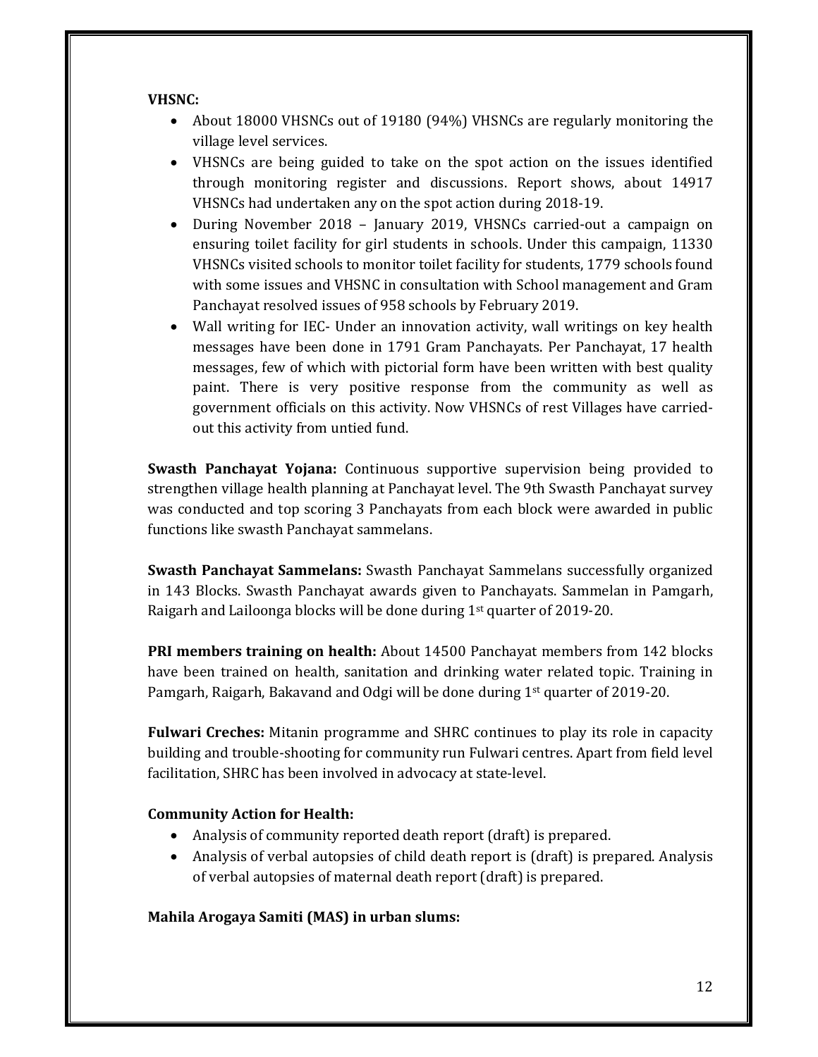**VHSNC:**

- About 18000 VHSNCs out of 19180 (94%) VHSNCs are regularly monitoring the village level services.
- VHSNCs are being guided to take on the spot action on the issues identified through monitoring register and discussions. Report shows, about 14917 VHSNCs had undertaken any on the spot action during 2018-19.
- During November 2018 – January 2019, VHSNCs carried-out a campaign on ensuring toilet facility for girl students in schools. Under this campaign, 11330 VHSNCs visited schools to monitor toilet facility for students, 1779 schools found with some issues and VHSNC in consultation with School management and Gram Panchayat resolved issues of 958 schools by February 2019.
- Wall writing for IEC- Under an innovation activity, wall writings on key health messages have been done in 1791 Gram Panchayats. Per Panchayat, 17 health messages, few of which with pictorial form have been written with best quality paint. There is very positive response from the community as well as government officials on this activity. Now VHSNCs of rest Villages have carried-out this activity from untied fund.

**Swasth Panchayat Yojana:** Continuous supportive supervision being provided to strengthen village health planning at Panchayat level. The 9th Swasth Panchayat survey was conducted and top scoring 3 Panchayats from each block were awarded in public functions like swasth Panchayat sammelans.

**Swasth Panchayat Sammelans:** Swasth Panchayat Sammelans successfully organized in 143 Blocks. Swasth Panchayat awards given to Panchayats. Sammelan in Pamgarh, Raigarh and Lailoonga blocks will be done during 1st quarter of 2019-20.

**PRI members training on health:** About 14500 Panchayat members from 142 blocks have been trained on health, sanitation and drinking water related topic. Training in Pamgarh, Raigarh, Bakavand and Odgi will be done during 1st quarter of 2019-20.

**Fulwari Creches:** Mitanin programme and SHRC continues to play its role in capacity building and trouble-shooting for community run Fulwari centres. Apart from field level facilitation, SHRC has been involved in advocacy at state-level.

**Community Action for Health:**

- Analysis of community reported death report (draft) is prepared.
- Analysis of verbal autopsies of child death report is (draft) is prepared. Analysis of verbal autopsies of maternal death report (draft) is prepared.

**Mahila Arogaya Samiti (MAS) in urban slums:**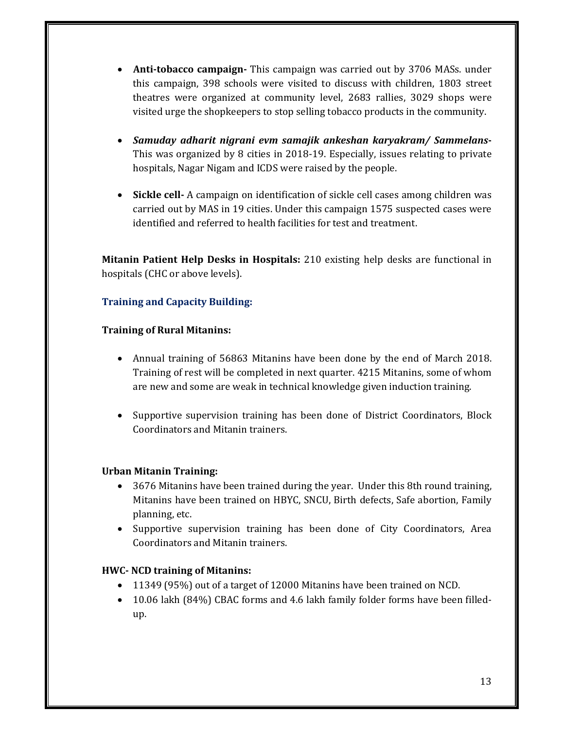- **Anti-tobacco campaign-** This campaign was carried out by 3706 MASs. under this campaign, 398 schools were visited to discuss with children, 1803 street theatres were organized at community level, 2683 rallies, 3029 shops were visited urge the shopkeepers to stop selling tobacco products in the community.

- ***Samuday adharit nigrani evm samajik ankeshan karyakram/ Sammelans-*** This was organized by 8 cities in 2018-19. Especially, issues relating to private hospitals, Nagar Nigam and ICDS were raised by the people.

- **Sickle cell-** A campaign on identification of sickle cell cases among children was carried out by MAS in 19 cities. Under this campaign 1575 suspected cases were identified and referred to health facilities for test and treatment.

**Mitanin Patient Help Desks in Hospitals:** 210 existing help desks are functional in hospitals (CHC or above levels).

### Training and Capacity Building:

**Training of Rural Mitanins:**

- Annual training of 56863 Mitanins have been done by the end of March 2018. Training of rest will be completed in next quarter. 4215 Mitanins, some of whom are new and some are weak in technical knowledge given induction training.

- Supportive supervision training has been done of District Coordinators, Block Coordinators and Mitanin trainers.

**Urban Mitanin Training:**

- 3676 Mitanins have been trained during the year. Under this 8th round training, Mitanins have been trained on HBYC, SNCU, Birth defects, Safe abortion, Family planning, etc.
- Supportive supervision training has been done of City Coordinators, Area Coordinators and Mitanin trainers.

**HWC- NCD training of Mitanins:**

- 11349 (95%) out of a target of 12000 Mitanins have been trained on NCD.
- 10.06 lakh (84%) CBAC forms and 4.6 lakh family folder forms have been filled-up.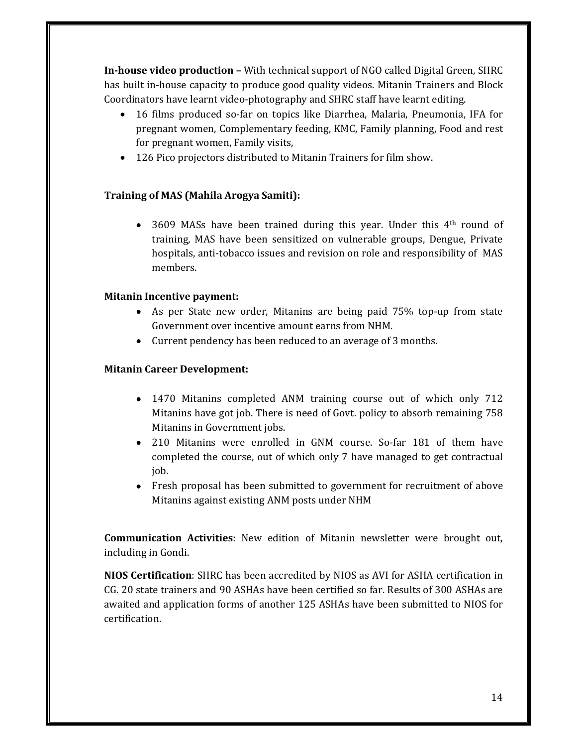**In-house video production –** With technical support of NGO called Digital Green, SHRC has built in-house capacity to produce good quality videos. Mitanin Trainers and Block Coordinators have learnt video-photography and SHRC staff have learnt editing.

- 16 films produced so-far on topics like Diarrhea, Malaria, Pneumonia, IFA for pregnant women, Complementary feeding, KMC, Family planning, Food and rest for pregnant women, Family visits,
- 126 Pico projectors distributed to Mitanin Trainers for film show.

**Training of MAS (Mahila Arogya Samiti):**

- 3609 MASs have been trained during this year. Under this 4th round of training, MAS have been sensitized on vulnerable groups, Dengue, Private hospitals, anti-tobacco issues and revision on role and responsibility of MAS members.

**Mitanin Incentive payment:**

- As per State new order, Mitanins are being paid 75% top-up from state Government over incentive amount earns from NHM.
- Current pendency has been reduced to an average of 3 months.

**Mitanin Career Development:**

- 1470 Mitanins completed ANM training course out of which only 712 Mitanins have got job. There is need of Govt. policy to absorb remaining 758 Mitanins in Government jobs.
- 210 Mitanins were enrolled in GNM course. So-far 181 of them have completed the course, out of which only 7 have managed to get contractual job.
- Fresh proposal has been submitted to government for recruitment of above Mitanins against existing ANM posts under NHM

**Communication Activities**: New edition of Mitanin newsletter were brought out, including in Gondi.

**NIOS Certification**: SHRC has been accredited by NIOS as AVI for ASHA certification in CG. 20 state trainers and 90 ASHAs have been certified so far. Results of 300 ASHAs are awaited and application forms of another 125 ASHAs have been submitted to NIOS for certification.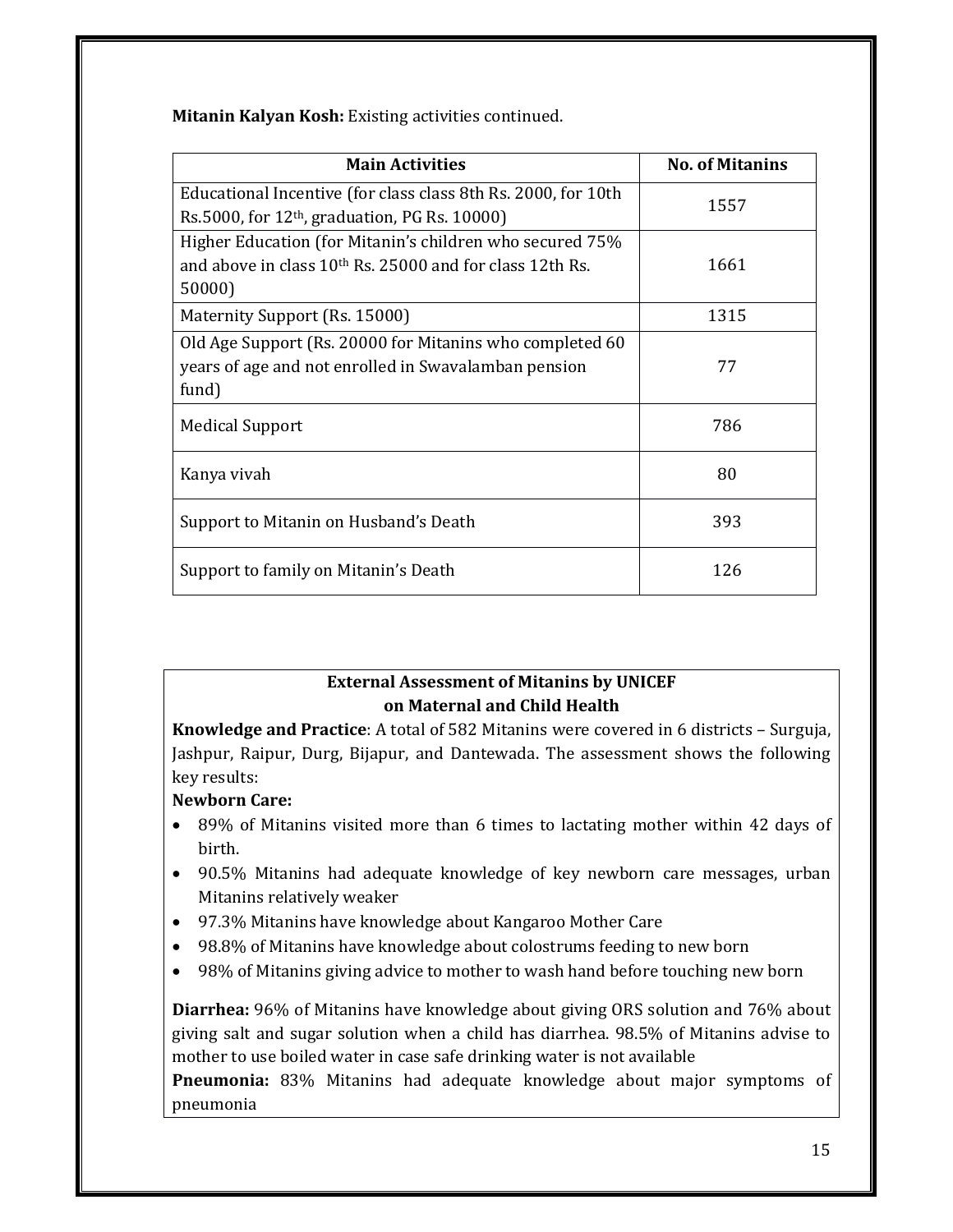**Mitanin Kalyan Kosh:** Existing activities continued.

| Main Activities | No. of Mitanins |
|---|---|
| Educational Incentive (for class class 8th Rs. 2000, for 10th Rs.5000, for 12th, graduation, PG Rs. 10000) | 1557 |
| Higher Education (for Mitanin's children who secured 75% and above in class 10th Rs. 25000 and for class 12th Rs. 50000) | 1661 |
| Maternity Support (Rs. 15000) | 1315 |
| Old Age Support (Rs. 20000 for Mitanins who completed 60 years of age and not enrolled in Swavalamban pension fund) | 77 |
| Medical Support | 786 |
| Kanya vivah | 80 |
| Support to Mitanin on Husband's Death | 393 |
| Support to family on Mitanin's Death | 126 |

**External Assessment of Mitanins by UNICEF on Maternal and Child Health**

**Knowledge and Practice**: A total of 582 Mitanins were covered in 6 districts – Surguja, Jashpur, Raipur, Durg, Bijapur, and Dantewada. The assessment shows the following key results:

**Newborn Care:**

- 89% of Mitanins visited more than 6 times to lactating mother within 42 days of birth.
- 90.5% Mitanins had adequate knowledge of key newborn care messages, urban Mitanins relatively weaker
- 97.3% Mitanins have knowledge about Kangaroo Mother Care
- 98.8% of Mitanins have knowledge about colostrums feeding to new born
- 98% of Mitanins giving advice to mother to wash hand before touching new born

**Diarrhea:** 96% of Mitanins have knowledge about giving ORS solution and 76% about giving salt and sugar solution when a child has diarrhea. 98.5% of Mitanins advise to mother to use boiled water in case safe drinking water is not available

**Pneumonia:** 83% Mitanins had adequate knowledge about major symptoms of pneumonia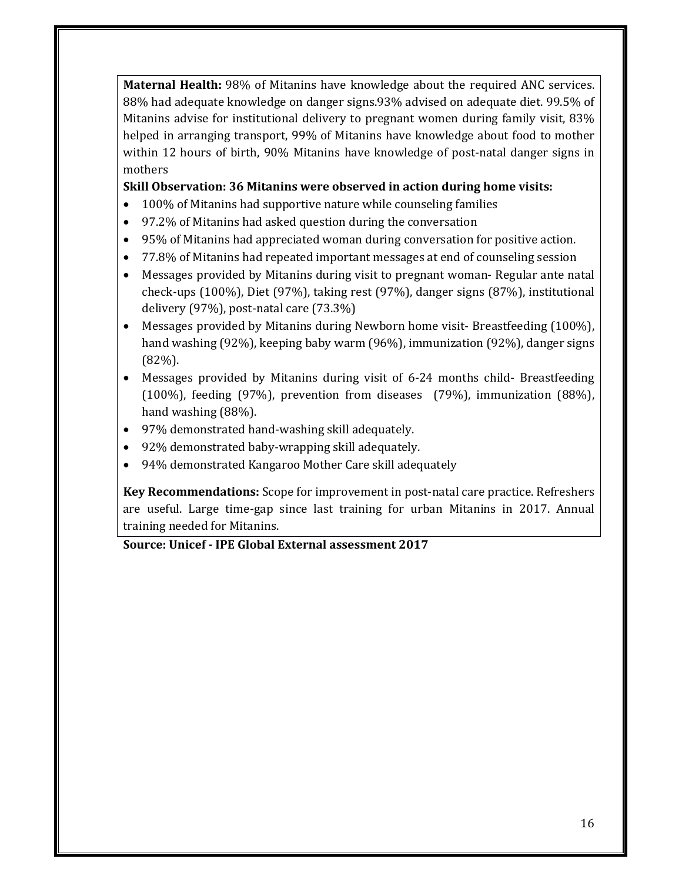**Maternal Health:** 98% of Mitanins have knowledge about the required ANC services. 88% had adequate knowledge on danger signs.93% advised on adequate diet. 99.5% of Mitanins advise for institutional delivery to pregnant women during family visit, 83% helped in arranging transport, 99% of Mitanins have knowledge about food to mother within 12 hours of birth, 90% Mitanins have knowledge of post-natal danger signs in mothers

**Skill Observation: 36 Mitanins were observed in action during home visits:**

- 100% of Mitanins had supportive nature while counseling families
- 97.2% of Mitanins had asked question during the conversation
- 95% of Mitanins had appreciated woman during conversation for positive action.
- 77.8% of Mitanins had repeated important messages at end of counseling session
- Messages provided by Mitanins during visit to pregnant woman- Regular ante natal check-ups (100%), Diet (97%), taking rest (97%), danger signs (87%), institutional delivery (97%), post-natal care (73.3%)
- Messages provided by Mitanins during Newborn home visit- Breastfeeding (100%), hand washing (92%), keeping baby warm (96%), immunization (92%), danger signs (82%).
- Messages provided by Mitanins during visit of 6-24 months child- Breastfeeding (100%), feeding (97%), prevention from diseases (79%), immunization (88%), hand washing (88%).
- 97% demonstrated hand-washing skill adequately.
- 92% demonstrated baby-wrapping skill adequately.
- 94% demonstrated Kangaroo Mother Care skill adequately

**Key Recommendations:** Scope for improvement in post-natal care practice. Refreshers are useful. Large time-gap since last training for urban Mitanins in 2017. Annual training needed for Mitanins.

**Source: Unicef - IPE Global External assessment 2017**